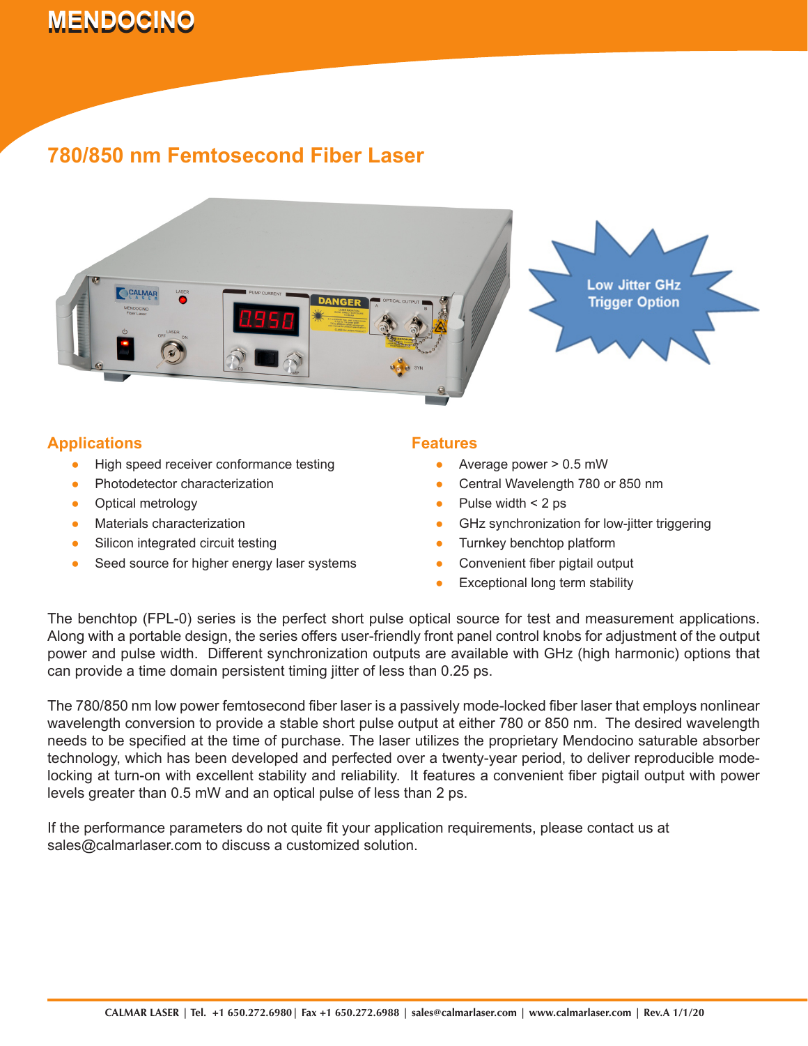# MENDOCINO

## 780/850 nm Femtosecond Fiber Laser

Low Jitter GHz Trigger Option

### Applications

- High speed receiver conformance testing
- Photodetector characterization
- Optical metrology
- Materials characterization
- Silicon integrated circuit testing
- Seed source for higher energy laser systems

### Features

- Average power > 0.5 mW
- Central Wavelength 780 or 850 nm
- Pulse width < 2 ps
- GHz synchronization for low-jitter triggering
- Turnkey benchtop platform
- Convenient fiber pigtail output
- Exceptional long term stability

The benchtop (FPL-0) series is the perfect short pulse optical source for test and measurement applications. Along with a portable design, the series offers user-friendly front panel control knobs for adjustment of the output power and pulse width. Different synchronization outputs are available with GHz (high harmonic) options that can provide a time domain persistent timing jitter of less than 0.25 ps.

The 780/850 nm low power femtosecond fiber laser is a passively mode-locked fiber laser that employs nonlinear wavelength conversion to provide a stable short pulse output at either 780 or 850 nm. The desired wavelength needs to be specified at the time of purchase. The laser utilizes the proprietary Mendocino saturable absorber technology, which has been developed and perfected over a twenty-year period, to deliver reproducible mode-locking at turn-on with excellent stability and reliability. It features a convenient fiber pigtail output with power levels greater than 0.5 mW and an optical pulse of less than 2 ps.

If the performance parameters do not quite fit your application requirements, please contact us at sales@calmarlaser.com to discuss a customized solution.

CALMAR LASER | Tel. +1 650.272.6980 | Fax +1 650.272.6988 | sales@calmarlaser.com | www.calmarlaser.com | Rev.A 1/1/20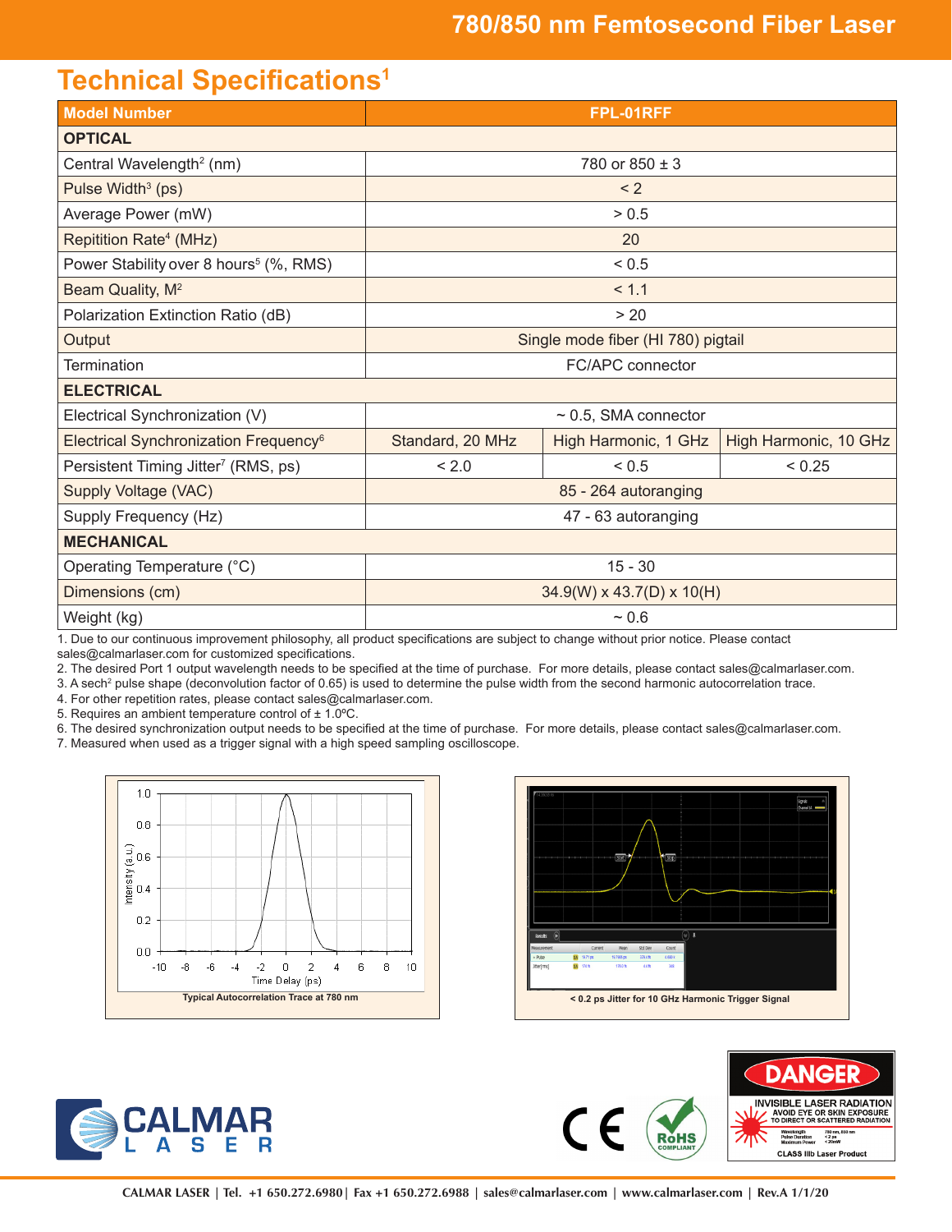## Technical Specifications[1]

| Model Number | FPL-01RFF | | |
|---|---|---|---|
| **OPTICAL** | | | |
| Central Wavelength[2] (nm) | 780 or 850 ± 3 | | |
| Pulse Width[3] (ps) | < 2 | | |
| Average Power (mW) | > 0.5 | | |
| Repitition Rate[4] (MHz) | 20 | | |
| Power Stability over 8 hours[5] (%, RMS) | < 0.5 | | |
| Beam Quality, $M^2$ | < 1.1 | | |
| Polarization Extinction Ratio (dB) | > 20 | | |
| Output | Single mode fiber (HI 780) pigtail | | |
| Termination | FC/APC connector | | |
| **ELECTRICAL** | | | |
| Electrical Synchronization (V) | ~ 0.5, SMA connector | | |
| Electrical Synchronization Frequency[6] | Standard, 20 MHz | High Harmonic, 1 GHz | High Harmonic, 10 GHz |
| Persistent Timing Jitter[7] (RMS, ps) | < 2.0 | < 0.5 | < 0.25 |
| Supply Voltage (VAC) | 85 - 264 autoranging | | |
| Supply Frequency (Hz) | 47 - 63 autoranging | | |
| **MECHANICAL** | | | |
| Operating Temperature (°C) | 15 - 30 | | |
| Dimensions (cm) | 34.9(W) x 43.7(D) x 10(H) | | |
| Weight (kg) | ~ 0.6 | | |

1. Due to our continuous improvement philosophy, all product specifications are subject to change without prior notice. Please contact sales@calmarlaser.com for customized specifications.
2. The desired Port 1 output wavelength needs to be specified at the time of purchase. For more details, please contact sales@calmarlaser.com.
3. A $sech^2$ pulse shape (deconvolution factor of 0.65) is used to determine the pulse width from the second harmonic autocorrelation trace.
4. For other repetition rates, please contact sales@calmarlaser.com.
5. Requires an ambient temperature control of ± 1.0ºC.
6. The desired synchronization output needs to be specified at the time of purchase. For more details, please contact sales@calmarlaser.com.
7. Measured when used as a trigger signal with a high speed sampling oscilloscope.

1.0
0.8
0.6
0.4
0.2
0.0
Intensity (a.u.)
-10 -8 -6 -4 -2 0 2 4 6 8 10
Time Delay (ps)

Typical Autocorrelation Trace at 780 nm

< 0.2 ps Jitter for 10 GHz Harmonic Trigger Signal

DANGER
INVISIBLE LASER RADIATION
AVOID EYE OR SKIN EXPOSURE
TO DIRECT OR SCATTERED RADIATION
Wavelength 780 nm, 850 nm
Pulse Duration < 2 ps
Maximum Power < 20mW
CLASS IIIb Laser Product

CALMAR LASER | Tel. +1 650.272.6980 | Fax +1 650.272.6988 | sales@calmarlaser.com | www.calmarlaser.com | Rev.A 1/1/20